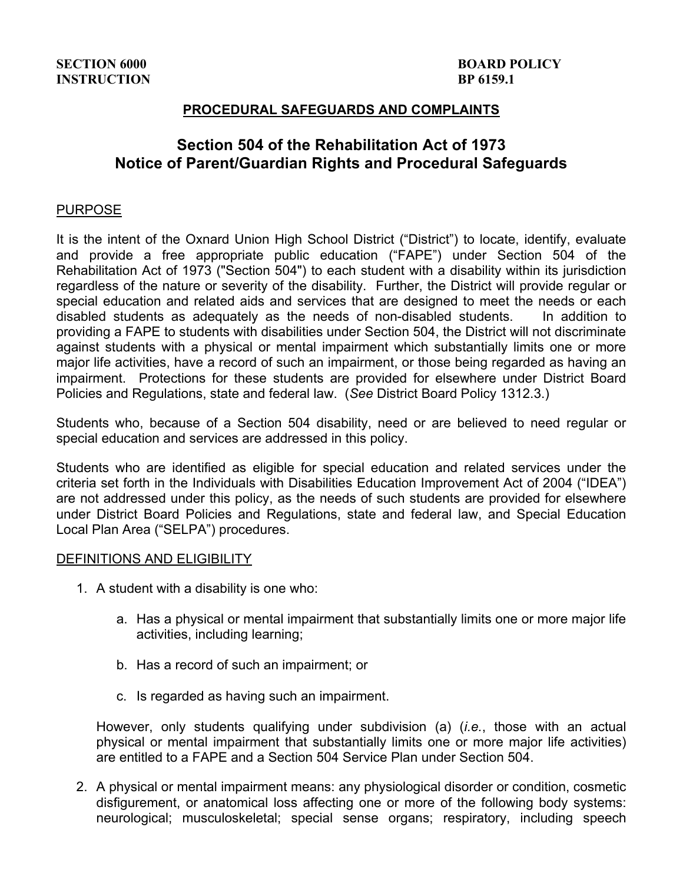**SECTION 6000**
**INSTRUCTION**

**BOARD POLICY**
**BP 6159.1**

**PROCEDURAL SAFEGUARDS AND COMPLAINTS**

# Section 504 of the Rehabilitation Act of 1973 Notice of Parent/Guardian Rights and Procedural Safeguards

## PURPOSE

It is the intent of the Oxnard Union High School District ("District") to locate, identify, evaluate and provide a free appropriate public education ("FAPE") under Section 504 of the Rehabilitation Act of 1973 ("Section 504") to each student with a disability within its jurisdiction regardless of the nature or severity of the disability. Further, the District will provide regular or special education and related aids and services that are designed to meet the needs or each disabled students as adequately as the needs of non-disabled students. In addition to providing a FAPE to students with disabilities under Section 504, the District will not discriminate against students with a physical or mental impairment which substantially limits one or more major life activities, have a record of such an impairment, or those being regarded as having an impairment. Protections for these students are provided for elsewhere under District Board Policies and Regulations, state and federal law. (*See* District Board Policy 1312.3.)

Students who, because of a Section 504 disability, need or are believed to need regular or special education and services are addressed in this policy.

Students who are identified as eligible for special education and related services under the criteria set forth in the Individuals with Disabilities Education Improvement Act of 2004 ("IDEA") are not addressed under this policy, as the needs of such students are provided for elsewhere under District Board Policies and Regulations, state and federal law, and Special Education Local Plan Area ("SELPA") procedures.

## DEFINITIONS AND ELIGIBILITY

1. A student with a disability is one who:

   a. Has a physical or mental impairment that substantially limits one or more major life activities, including learning;

   b. Has a record of such an impairment; or

   c. Is regarded as having such an impairment.

   However, only students qualifying under subdivision (a) (*i.e.*, those with an actual physical or mental impairment that substantially limits one or more major life activities) are entitled to a FAPE and a Section 504 Service Plan under Section 504.

2. A physical or mental impairment means: any physiological disorder or condition, cosmetic disfigurement, or anatomical loss affecting one or more of the following body systems: neurological; musculoskeletal; special sense organs; respiratory, including speech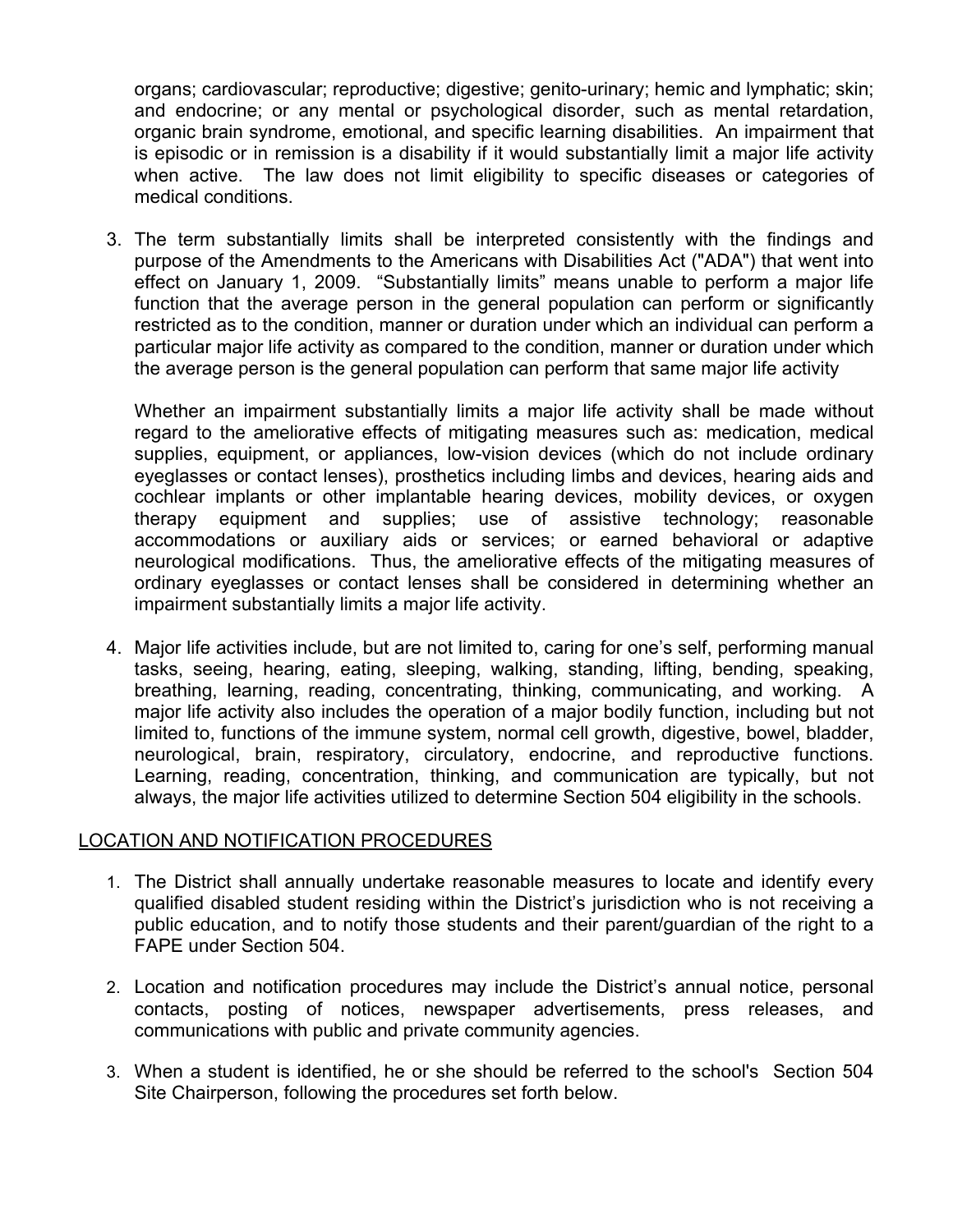organs; cardiovascular; reproductive; digestive; genito-urinary; hemic and lymphatic; skin; and endocrine; or any mental or psychological disorder, such as mental retardation, organic brain syndrome, emotional, and specific learning disabilities. An impairment that is episodic or in remission is a disability if it would substantially limit a major life activity when active. The law does not limit eligibility to specific diseases or categories of medical conditions.

3. The term substantially limits shall be interpreted consistently with the findings and purpose of the Amendments to the Americans with Disabilities Act ("ADA") that went into effect on January 1, 2009. “Substantially limits” means unable to perform a major life function that the average person in the general population can perform or significantly restricted as to the condition, manner or duration under which an individual can perform a particular major life activity as compared to the condition, manner or duration under which the average person is the general population can perform that same major life activity

   Whether an impairment substantially limits a major life activity shall be made without regard to the ameliorative effects of mitigating measures such as: medication, medical supplies, equipment, or appliances, low-vision devices (which do not include ordinary eyeglasses or contact lenses), prosthetics including limbs and devices, hearing aids and cochlear implants or other implantable hearing devices, mobility devices, or oxygen therapy equipment and supplies; use of assistive technology; reasonable accommodations or auxiliary aids or services; or earned behavioral or adaptive neurological modifications. Thus, the ameliorative effects of the mitigating measures of ordinary eyeglasses or contact lenses shall be considered in determining whether an impairment substantially limits a major life activity.

4. Major life activities include, but are not limited to, caring for one’s self, performing manual tasks, seeing, hearing, eating, sleeping, walking, standing, lifting, bending, speaking, breathing, learning, reading, concentrating, thinking, communicating, and working. A major life activity also includes the operation of a major bodily function, including but not limited to, functions of the immune system, normal cell growth, digestive, bowel, bladder, neurological, brain, respiratory, circulatory, endocrine, and reproductive functions. Learning, reading, concentration, thinking, and communication are typically, but not always, the major life activities utilized to determine Section 504 eligibility in the schools.

## LOCATION AND NOTIFICATION PROCEDURES

1. The District shall annually undertake reasonable measures to locate and identify every qualified disabled student residing within the District’s jurisdiction who is not receiving a public education, and to notify those students and their parent/guardian of the right to a FAPE under Section 504.

2. Location and notification procedures may include the District’s annual notice, personal contacts, posting of notices, newspaper advertisements, press releases, and communications with public and private community agencies.

3. When a student is identified, he or she should be referred to the school's Section 504 Site Chairperson, following the procedures set forth below.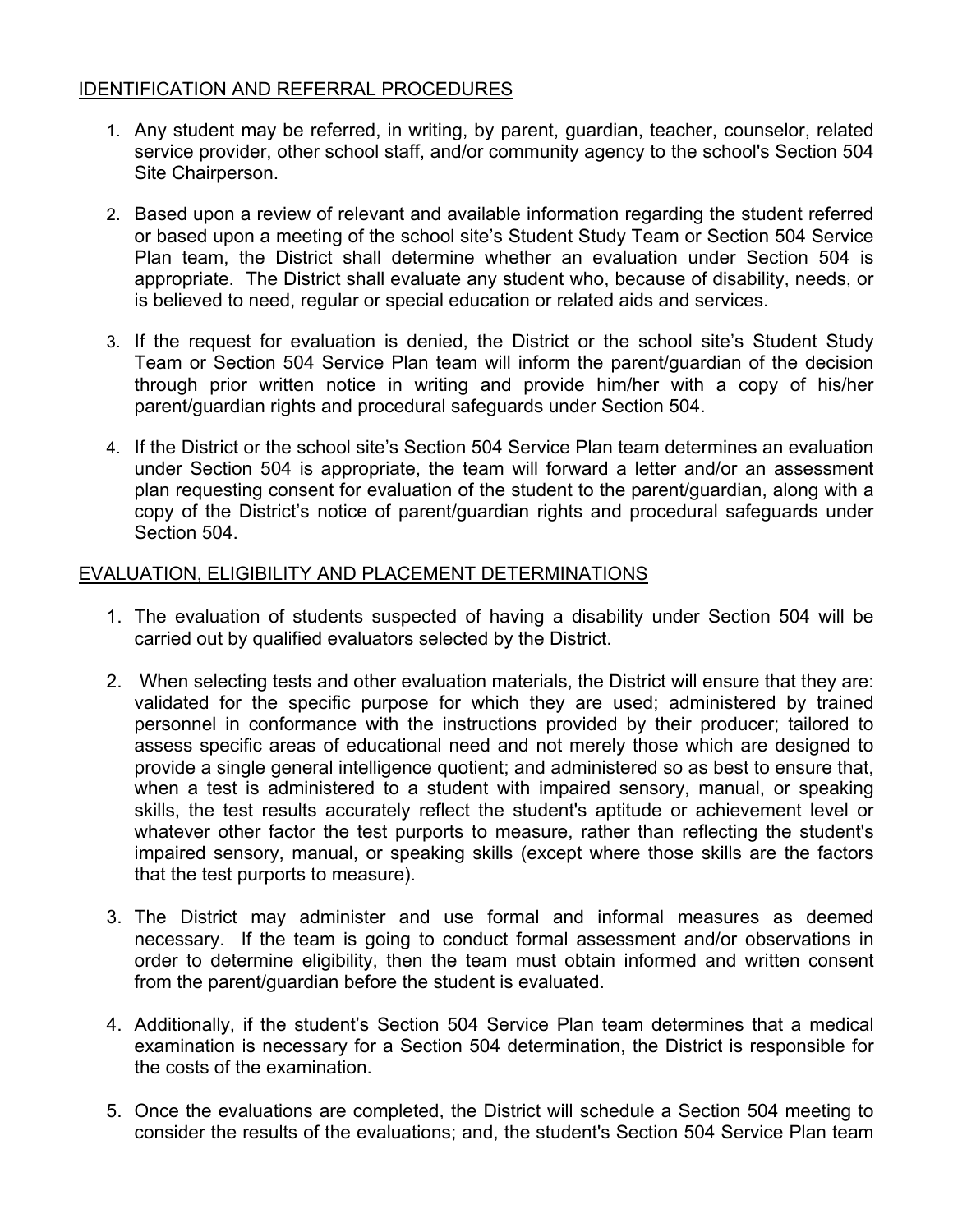## IDENTIFICATION AND REFERRAL PROCEDURES

1. Any student may be referred, in writing, by parent, guardian, teacher, counselor, related service provider, other school staff, and/or community agency to the school's Section 504 Site Chairperson.

2. Based upon a review of relevant and available information regarding the student referred or based upon a meeting of the school site's Student Study Team or Section 504 Service Plan team, the District shall determine whether an evaluation under Section 504 is appropriate. The District shall evaluate any student who, because of disability, needs, or is believed to need, regular or special education or related aids and services.

3. If the request for evaluation is denied, the District or the school site's Student Study Team or Section 504 Service Plan team will inform the parent/guardian of the decision through prior written notice in writing and provide him/her with a copy of his/her parent/guardian rights and procedural safeguards under Section 504.

4. If the District or the school site's Section 504 Service Plan team determines an evaluation under Section 504 is appropriate, the team will forward a letter and/or an assessment plan requesting consent for evaluation of the student to the parent/guardian, along with a copy of the District's notice of parent/guardian rights and procedural safeguards under Section 504.

## EVALUATION, ELIGIBILITY AND PLACEMENT DETERMINATIONS

1. The evaluation of students suspected of having a disability under Section 504 will be carried out by qualified evaluators selected by the District.

2. When selecting tests and other evaluation materials, the District will ensure that they are: validated for the specific purpose for which they are used; administered by trained personnel in conformance with the instructions provided by their producer; tailored to assess specific areas of educational need and not merely those which are designed to provide a single general intelligence quotient; and administered so as best to ensure that, when a test is administered to a student with impaired sensory, manual, or speaking skills, the test results accurately reflect the student's aptitude or achievement level or whatever other factor the test purports to measure, rather than reflecting the student's impaired sensory, manual, or speaking skills (except where those skills are the factors that the test purports to measure).

3. The District may administer and use formal and informal measures as deemed necessary. If the team is going to conduct formal assessment and/or observations in order to determine eligibility, then the team must obtain informed and written consent from the parent/guardian before the student is evaluated.

4. Additionally, if the student's Section 504 Service Plan team determines that a medical examination is necessary for a Section 504 determination, the District is responsible for the costs of the examination.

5. Once the evaluations are completed, the District will schedule a Section 504 meeting to consider the results of the evaluations; and, the student's Section 504 Service Plan team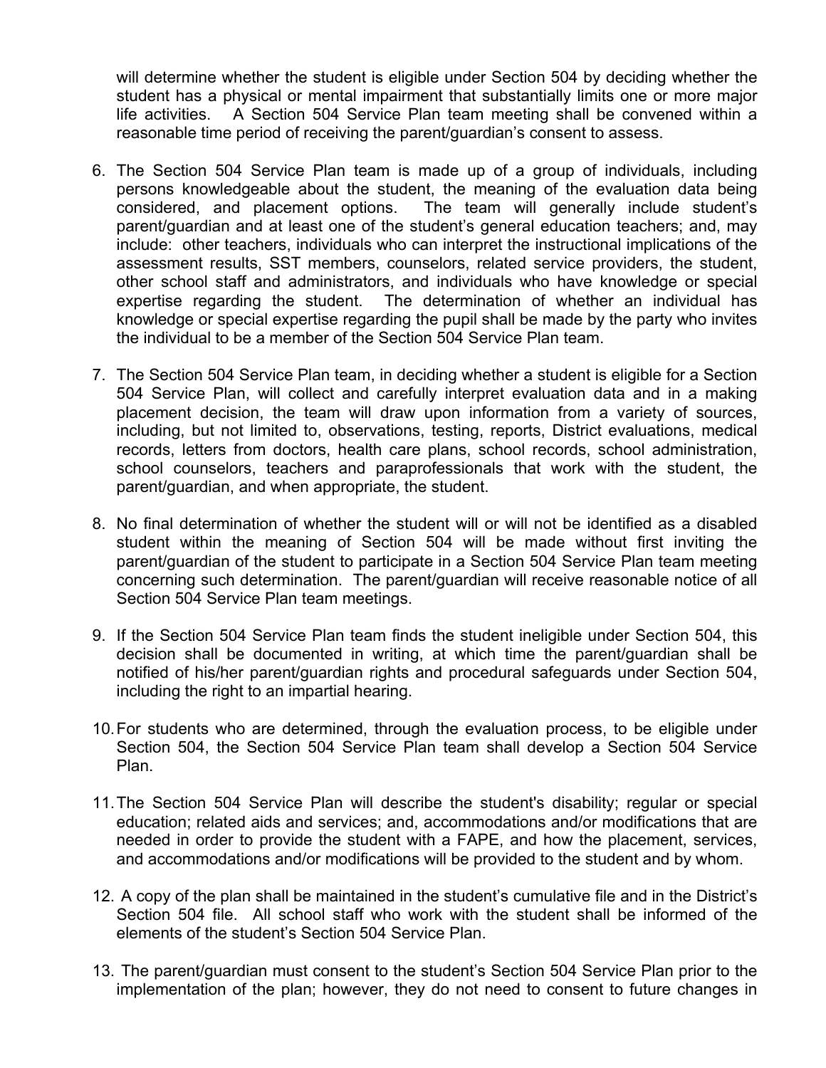will determine whether the student is eligible under Section 504 by deciding whether the student has a physical or mental impairment that substantially limits one or more major life activities. A Section 504 Service Plan team meeting shall be convened within a reasonable time period of receiving the parent/guardian's consent to assess.

6. The Section 504 Service Plan team is made up of a group of individuals, including persons knowledgeable about the student, the meaning of the evaluation data being considered, and placement options. The team will generally include student's parent/guardian and at least one of the student's general education teachers; and, may include: other teachers, individuals who can interpret the instructional implications of the assessment results, SST members, counselors, related service providers, the student, other school staff and administrators, and individuals who have knowledge or special expertise regarding the student. The determination of whether an individual has knowledge or special expertise regarding the pupil shall be made by the party who invites the individual to be a member of the Section 504 Service Plan team.

7. The Section 504 Service Plan team, in deciding whether a student is eligible for a Section 504 Service Plan, will collect and carefully interpret evaluation data and in a making placement decision, the team will draw upon information from a variety of sources, including, but not limited to, observations, testing, reports, District evaluations, medical records, letters from doctors, health care plans, school records, school administration, school counselors, teachers and paraprofessionals that work with the student, the parent/guardian, and when appropriate, the student.

8. No final determination of whether the student will or will not be identified as a disabled student within the meaning of Section 504 will be made without first inviting the parent/guardian of the student to participate in a Section 504 Service Plan team meeting concerning such determination. The parent/guardian will receive reasonable notice of all Section 504 Service Plan team meetings.

9. If the Section 504 Service Plan team finds the student ineligible under Section 504, this decision shall be documented in writing, at which time the parent/guardian shall be notified of his/her parent/guardian rights and procedural safeguards under Section 504, including the right to an impartial hearing.

10. For students who are determined, through the evaluation process, to be eligible under Section 504, the Section 504 Service Plan team shall develop a Section 504 Service Plan.

11. The Section 504 Service Plan will describe the student's disability; regular or special education; related aids and services; and, accommodations and/or modifications that are needed in order to provide the student with a FAPE, and how the placement, services, and accommodations and/or modifications will be provided to the student and by whom.

12. A copy of the plan shall be maintained in the student's cumulative file and in the District's Section 504 file. All school staff who work with the student shall be informed of the elements of the student's Section 504 Service Plan.

13. The parent/guardian must consent to the student's Section 504 Service Plan prior to the implementation of the plan; however, they do not need to consent to future changes in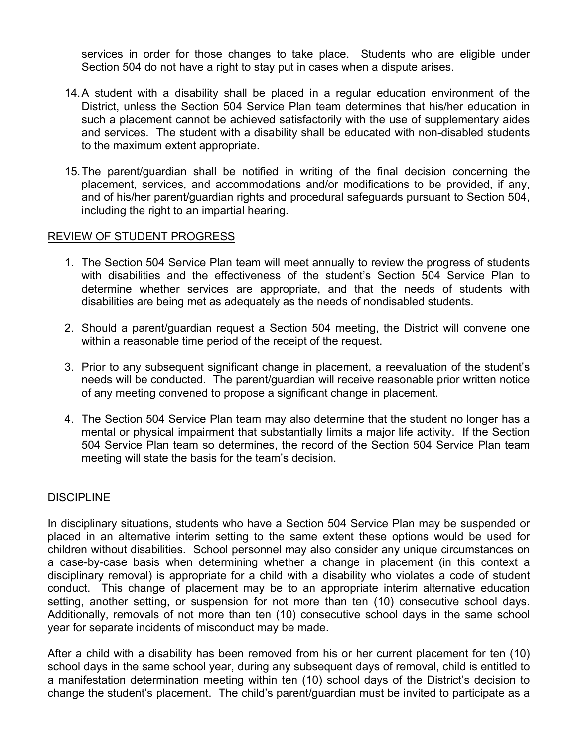services in order for those changes to take place. Students who are eligible under Section 504 do not have a right to stay put in cases when a dispute arises.

14. A student with a disability shall be placed in a regular education environment of the District, unless the Section 504 Service Plan team determines that his/her education in such a placement cannot be achieved satisfactorily with the use of supplementary aides and services. The student with a disability shall be educated with non-disabled students to the maximum extent appropriate.

15. The parent/guardian shall be notified in writing of the final decision concerning the placement, services, and accommodations and/or modifications to be provided, if any, and of his/her parent/guardian rights and procedural safeguards pursuant to Section 504, including the right to an impartial hearing.

## REVIEW OF STUDENT PROGRESS

1. The Section 504 Service Plan team will meet annually to review the progress of students with disabilities and the effectiveness of the student's Section 504 Service Plan to determine whether services are appropriate, and that the needs of students with disabilities are being met as adequately as the needs of nondisabled students.

2. Should a parent/guardian request a Section 504 meeting, the District will convene one within a reasonable time period of the receipt of the request.

3. Prior to any subsequent significant change in placement, a reevaluation of the student's needs will be conducted. The parent/guardian will receive reasonable prior written notice of any meeting convened to propose a significant change in placement.

4. The Section 504 Service Plan team may also determine that the student no longer has a mental or physical impairment that substantially limits a major life activity. If the Section 504 Service Plan team so determines, the record of the Section 504 Service Plan team meeting will state the basis for the team's decision.

## DISCIPLINE

In disciplinary situations, students who have a Section 504 Service Plan may be suspended or placed in an alternative interim setting to the same extent these options would be used for children without disabilities. School personnel may also consider any unique circumstances on a case-by-case basis when determining whether a change in placement (in this context a disciplinary removal) is appropriate for a child with a disability who violates a code of student conduct. This change of placement may be to an appropriate interim alternative education setting, another setting, or suspension for not more than ten (10) consecutive school days. Additionally, removals of not more than ten (10) consecutive school days in the same school year for separate incidents of misconduct may be made.

After a child with a disability has been removed from his or her current placement for ten (10) school days in the same school year, during any subsequent days of removal, child is entitled to a manifestation determination meeting within ten (10) school days of the District's decision to change the student's placement. The child's parent/guardian must be invited to participate as a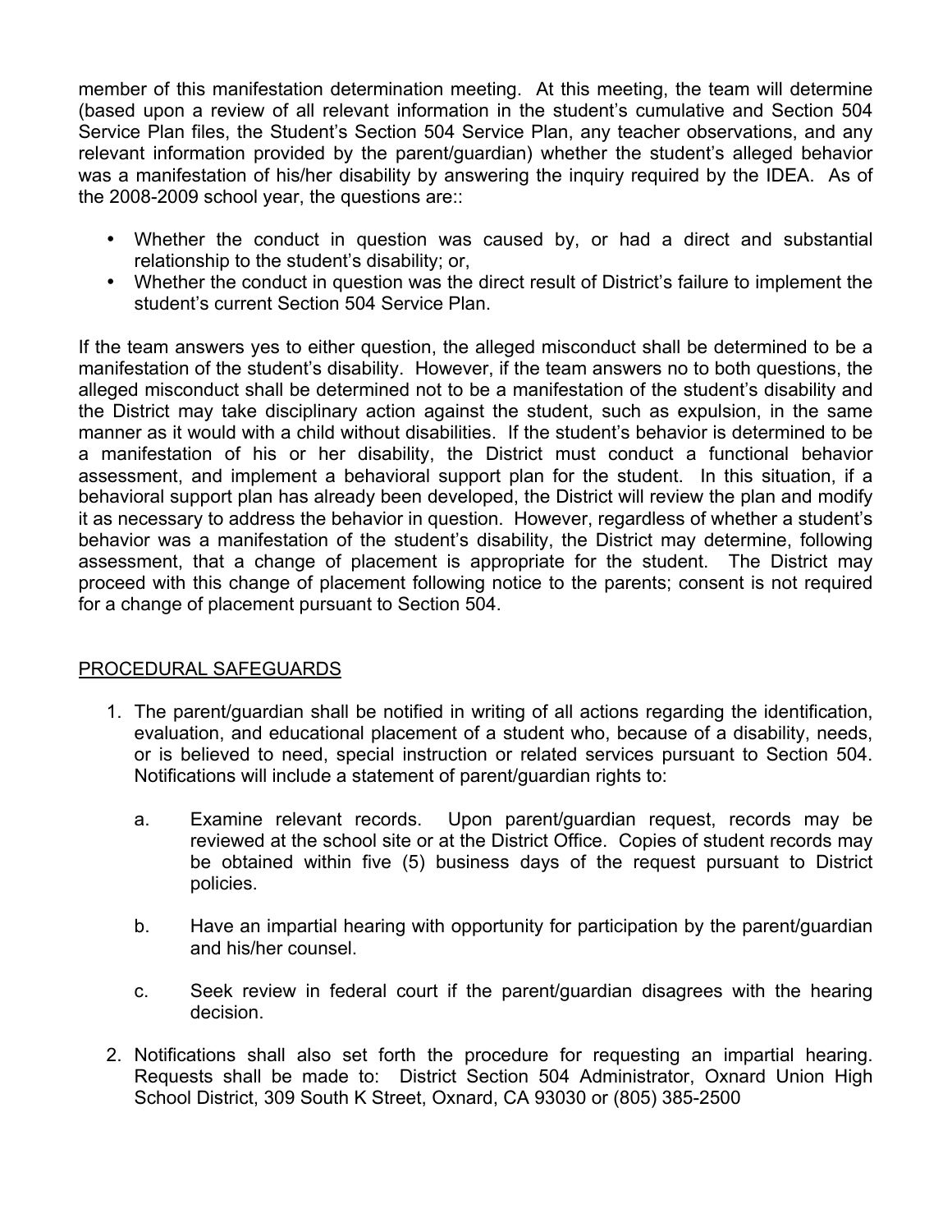member of this manifestation determination meeting. At this meeting, the team will determine (based upon a review of all relevant information in the student's cumulative and Section 504 Service Plan files, the Student's Section 504 Service Plan, any teacher observations, and any relevant information provided by the parent/guardian) whether the student's alleged behavior was a manifestation of his/her disability by answering the inquiry required by the IDEA. As of the 2008-2009 school year, the questions are::

- Whether the conduct in question was caused by, or had a direct and substantial relationship to the student's disability; or,
- Whether the conduct in question was the direct result of District's failure to implement the student's current Section 504 Service Plan.

If the team answers yes to either question, the alleged misconduct shall be determined to be a manifestation of the student's disability. However, if the team answers no to both questions, the alleged misconduct shall be determined not to be a manifestation of the student's disability and the District may take disciplinary action against the student, such as expulsion, in the same manner as it would with a child without disabilities. If the student's behavior is determined to be a manifestation of his or her disability, the District must conduct a functional behavior assessment, and implement a behavioral support plan for the student. In this situation, if a behavioral support plan has already been developed, the District will review the plan and modify it as necessary to address the behavior in question. However, regardless of whether a student's behavior was a manifestation of the student's disability, the District may determine, following assessment, that a change of placement is appropriate for the student. The District may proceed with this change of placement following notice to the parents; consent is not required for a change of placement pursuant to Section 504.

PROCEDURAL SAFEGUARDS

1. The parent/guardian shall be notified in writing of all actions regarding the identification, evaluation, and educational placement of a student who, because of a disability, needs, or is believed to need, special instruction or related services pursuant to Section 504. Notifications will include a statement of parent/guardian rights to:

   a. Examine relevant records. Upon parent/guardian request, records may be reviewed at the school site or at the District Office. Copies of student records may be obtained within five (5) business days of the request pursuant to District policies.

   b. Have an impartial hearing with opportunity for participation by the parent/guardian and his/her counsel.

   c. Seek review in federal court if the parent/guardian disagrees with the hearing decision.

2. Notifications shall also set forth the procedure for requesting an impartial hearing. Requests shall be made to: District Section 504 Administrator, Oxnard Union High School District, 309 South K Street, Oxnard, CA 93030 or (805) 385-2500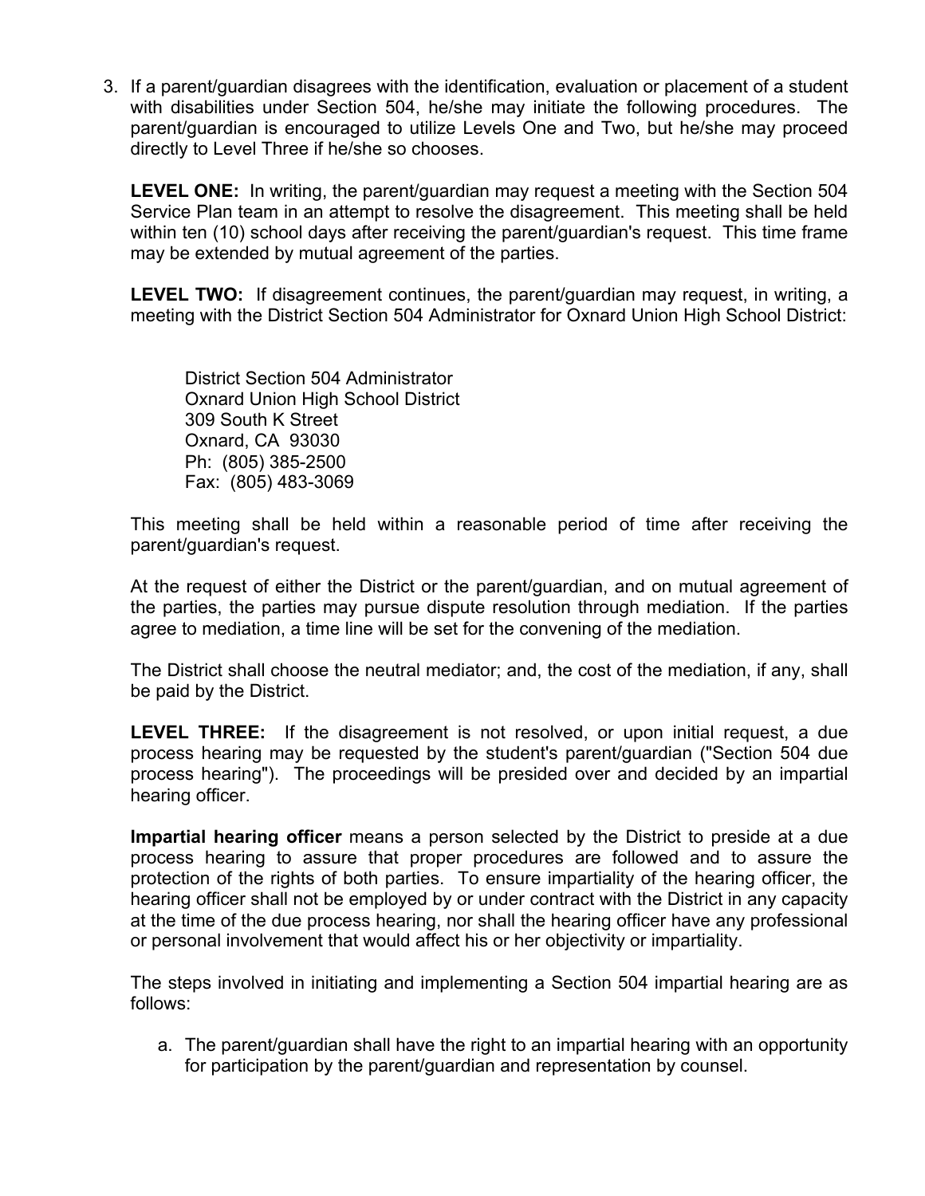3. If a parent/guardian disagrees with the identification, evaluation or placement of a student with disabilities under Section 504, he/she may initiate the following procedures. The parent/guardian is encouraged to utilize Levels One and Two, but he/she may proceed directly to Level Three if he/she so chooses.

   **LEVEL ONE:** In writing, the parent/guardian may request a meeting with the Section 504 Service Plan team in an attempt to resolve the disagreement. This meeting shall be held within ten (10) school days after receiving the parent/guardian's request. This time frame may be extended by mutual agreement of the parties.

   **LEVEL TWO:** If disagreement continues, the parent/guardian may request, in writing, a meeting with the District Section 504 Administrator for Oxnard Union High School District:

   District Section 504 Administrator
   Oxnard Union High School District
   309 South K Street
   Oxnard, CA 93030
   Ph: (805) 385-2500
   Fax: (805) 483-3069

   This meeting shall be held within a reasonable period of time after receiving the parent/guardian's request.

   At the request of either the District or the parent/guardian, and on mutual agreement of the parties, the parties may pursue dispute resolution through mediation. If the parties agree to mediation, a time line will be set for the convening of the mediation.

   The District shall choose the neutral mediator; and, the cost of the mediation, if any, shall be paid by the District.

   **LEVEL THREE:** If the disagreement is not resolved, or upon initial request, a due process hearing may be requested by the student's parent/guardian ("Section 504 due process hearing"). The proceedings will be presided over and decided by an impartial hearing officer.

   **Impartial hearing officer** means a person selected by the District to preside at a due process hearing to assure that proper procedures are followed and to assure the protection of the rights of both parties. To ensure impartiality of the hearing officer, the hearing officer shall not be employed by or under contract with the District in any capacity at the time of the due process hearing, nor shall the hearing officer have any professional or personal involvement that would affect his or her objectivity or impartiality.

   The steps involved in initiating and implementing a Section 504 impartial hearing are as follows:

   a. The parent/guardian shall have the right to an impartial hearing with an opportunity for participation by the parent/guardian and representation by counsel.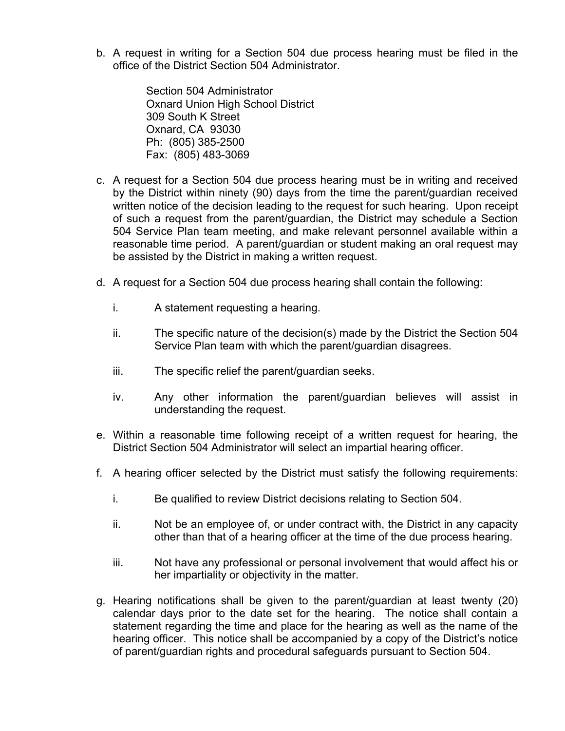b. A request in writing for a Section 504 due process hearing must be filed in the office of the District Section 504 Administrator.

   Section 504 Administrator
   Oxnard Union High School District
   309 South K Street
   Oxnard, CA 93030
   Ph: (805) 385-2500
   Fax: (805) 483-3069

c. A request for a Section 504 due process hearing must be in writing and received by the District within ninety (90) days from the time the parent/guardian received written notice of the decision leading to the request for such hearing. Upon receipt of such a request from the parent/guardian, the District may schedule a Section 504 Service Plan team meeting, and make relevant personnel available within a reasonable time period. A parent/guardian or student making an oral request may be assisted by the District in making a written request.

d. A request for a Section 504 due process hearing shall contain the following:

   i. A statement requesting a hearing.

   ii. The specific nature of the decision(s) made by the District the Section 504 Service Plan team with which the parent/guardian disagrees.

   iii. The specific relief the parent/guardian seeks.

   iv. Any other information the parent/guardian believes will assist in understanding the request.

e. Within a reasonable time following receipt of a written request for hearing, the District Section 504 Administrator will select an impartial hearing officer.

f. A hearing officer selected by the District must satisfy the following requirements:

   i. Be qualified to review District decisions relating to Section 504.

   ii. Not be an employee of, or under contract with, the District in any capacity other than that of a hearing officer at the time of the due process hearing.

   iii. Not have any professional or personal involvement that would affect his or her impartiality or objectivity in the matter.

g. Hearing notifications shall be given to the parent/guardian at least twenty (20) calendar days prior to the date set for the hearing. The notice shall contain a statement regarding the time and place for the hearing as well as the name of the hearing officer. This notice shall be accompanied by a copy of the District's notice of parent/guardian rights and procedural safeguards pursuant to Section 504.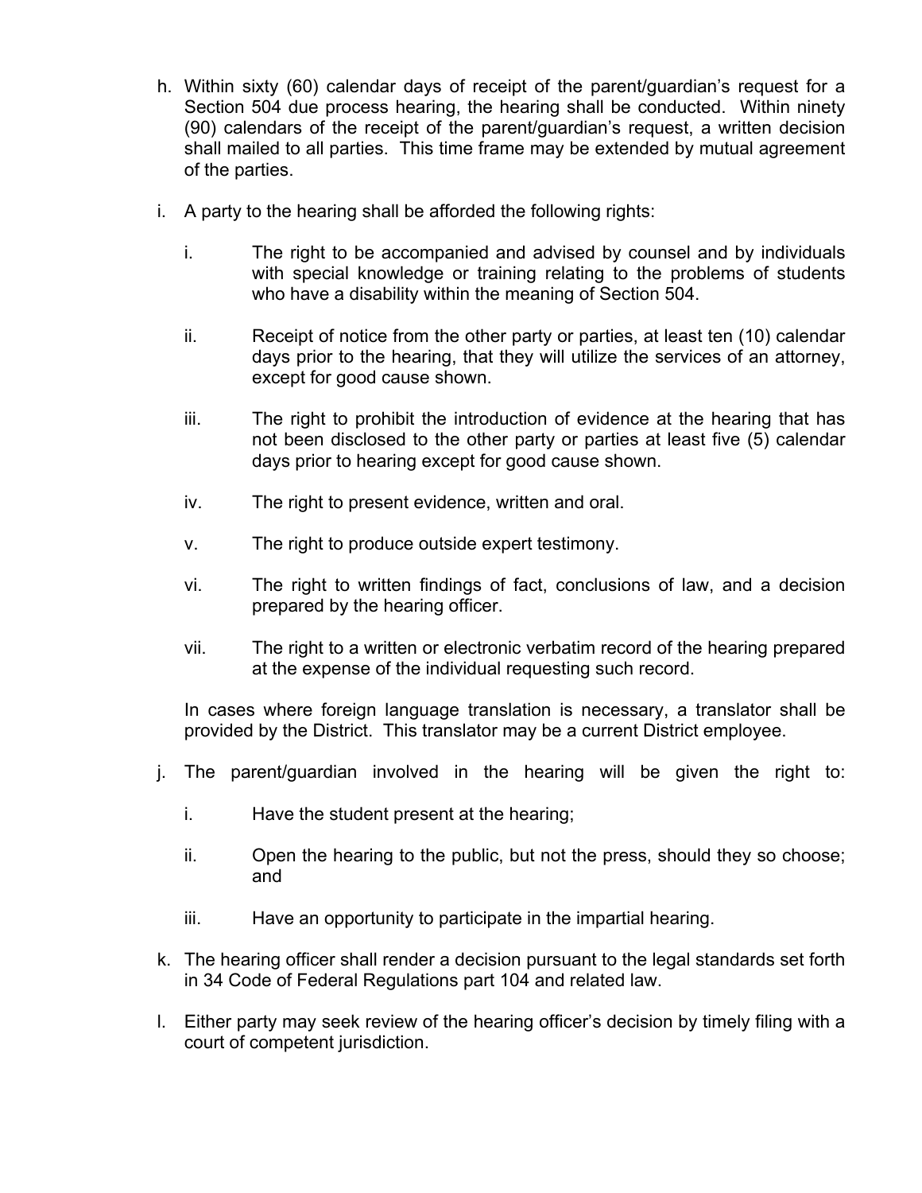h. Within sixty (60) calendar days of receipt of the parent/guardian's request for a Section 504 due process hearing, the hearing shall be conducted. Within ninety (90) calendars of the receipt of the parent/guardian's request, a written decision shall mailed to all parties. This time frame may be extended by mutual agreement of the parties.

i. A party to the hearing shall be afforded the following rights:

   i. The right to be accompanied and advised by counsel and by individuals with special knowledge or training relating to the problems of students who have a disability within the meaning of Section 504.

   ii. Receipt of notice from the other party or parties, at least ten (10) calendar days prior to the hearing, that they will utilize the services of an attorney, except for good cause shown.

   iii. The right to prohibit the introduction of evidence at the hearing that has not been disclosed to the other party or parties at least five (5) calendar days prior to hearing except for good cause shown.

   iv. The right to present evidence, written and oral.

   v. The right to produce outside expert testimony.

   vi. The right to written findings of fact, conclusions of law, and a decision prepared by the hearing officer.

   vii. The right to a written or electronic verbatim record of the hearing prepared at the expense of the individual requesting such record.

   In cases where foreign language translation is necessary, a translator shall be provided by the District. This translator may be a current District employee.

j. The parent/guardian involved in the hearing will be given the right to:

   i. Have the student present at the hearing;

   ii. Open the hearing to the public, but not the press, should they so choose; and

   iii. Have an opportunity to participate in the impartial hearing.

k. The hearing officer shall render a decision pursuant to the legal standards set forth in 34 Code of Federal Regulations part 104 and related law.

l. Either party may seek review of the hearing officer's decision by timely filing with a court of competent jurisdiction.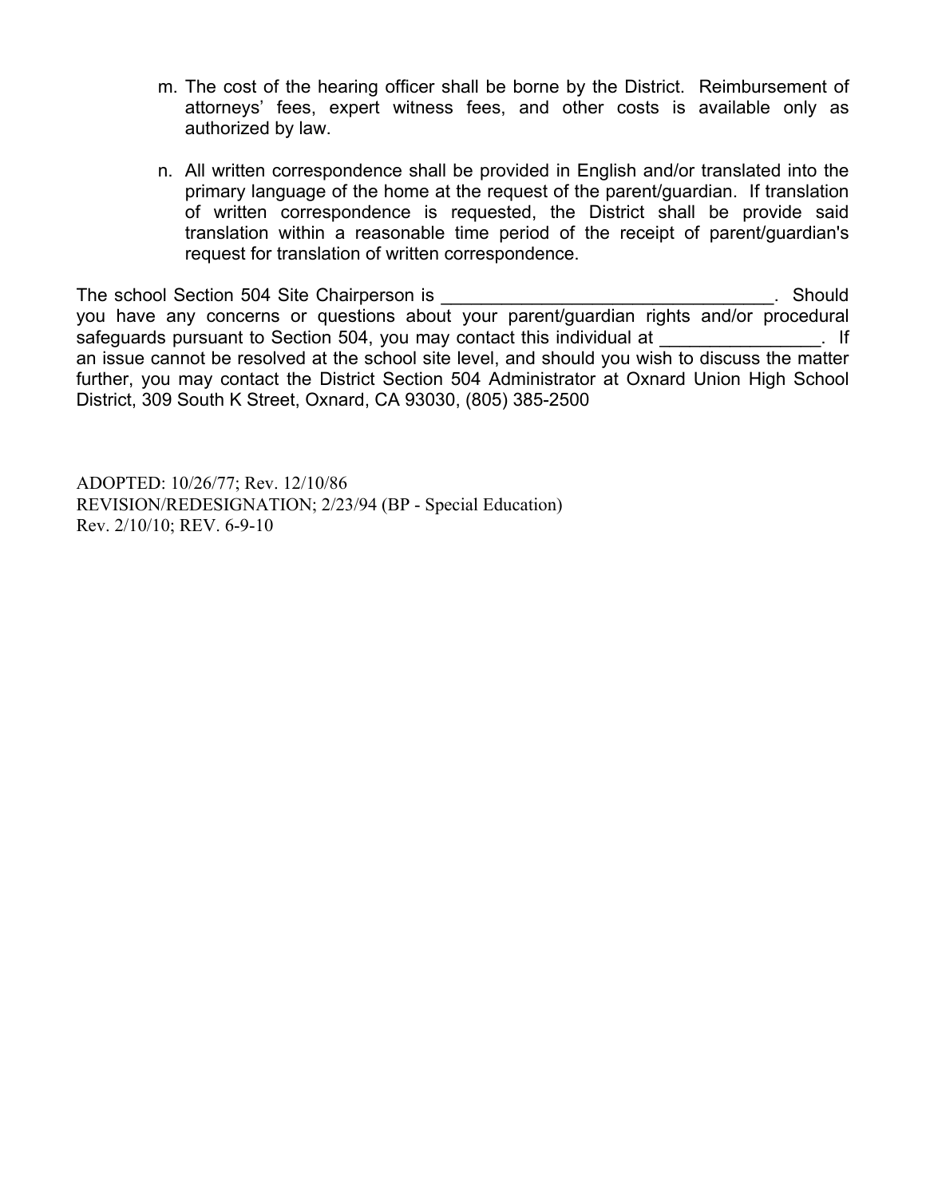m. The cost of the hearing officer shall be borne by the District. Reimbursement of attorneys' fees, expert witness fees, and other costs is available only as authorized by law.

n. All written correspondence shall be provided in English and/or translated into the primary language of the home at the request of the parent/guardian. If translation of written correspondence is requested, the District shall be provide said translation within a reasonable time period of the receipt of parent/guardian's request for translation of written correspondence.

The school Section 504 Site Chairperson is _________________________________. Should you have any concerns or questions about your parent/guardian rights and/or procedural safeguards pursuant to Section 504, you may contact this individual at ________________. If an issue cannot be resolved at the school site level, and should you wish to discuss the matter further, you may contact the District Section 504 Administrator at Oxnard Union High School District, 309 South K Street, Oxnard, CA 93030, (805) 385-2500

ADOPTED: 10/26/77; Rev. 12/10/86
REVISION/REDESIGNATION; 2/23/94 (BP - Special Education)
Rev. 2/10/10; REV. 6-9-10